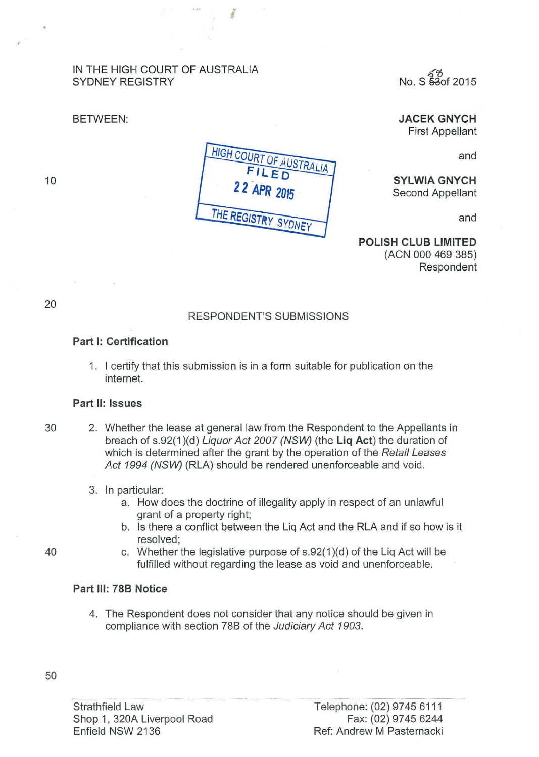IN THE HIGH COURT OF AUSTRALIA
SYDNEY REGISTRY

No. S 38 of 2015

BETWEEN:

**JACEK GNYCH**
First Appellant

and

**SYLWIA GNYCH**
Second Appellant

and

**POLISH CLUB LIMITED**
(ACN 000 469 385)
Respondent

HIGH COURT OF AUSTRALIA
FILED
22 APR 2015
THE REGISTRY SYDNEY

RESPONDENT'S SUBMISSIONS

**Part I: Certification**

1. I certify that this submission is in a form suitable for publication on the internet.

**Part II: Issues**

2. Whether the lease at general law from the Respondent to the Appellants in breach of s.92(1)(d) *Liquor Act 2007 (NSW)* (the **Liq Act**) the duration of which is determined after the grant by the operation of the *Retail Leases Act 1994 (NSW)* (RLA) should be rendered unenforceable and void.

3. In particular:
   a. How does the doctrine of illegality apply in respect of an unlawful grant of a property right;
   b. Is there a conflict between the Liq Act and the RLA and if so how is it resolved;
   c. Whether the legislative purpose of s.92(1)(d) of the Liq Act will be fulfilled without regarding the lease as void and unenforceable.

**Part III: 78B Notice**

4. The Respondent does not consider that any notice should be given in compliance with section 78B of the *Judiciary Act 1903.*

Strathfield Law
Shop 1, 320A Liverpool Road
Enfield NSW 2136

Telephone: (02) 9745 6111
Fax: (02) 9745 6244
Ref: Andrew M Pasternacki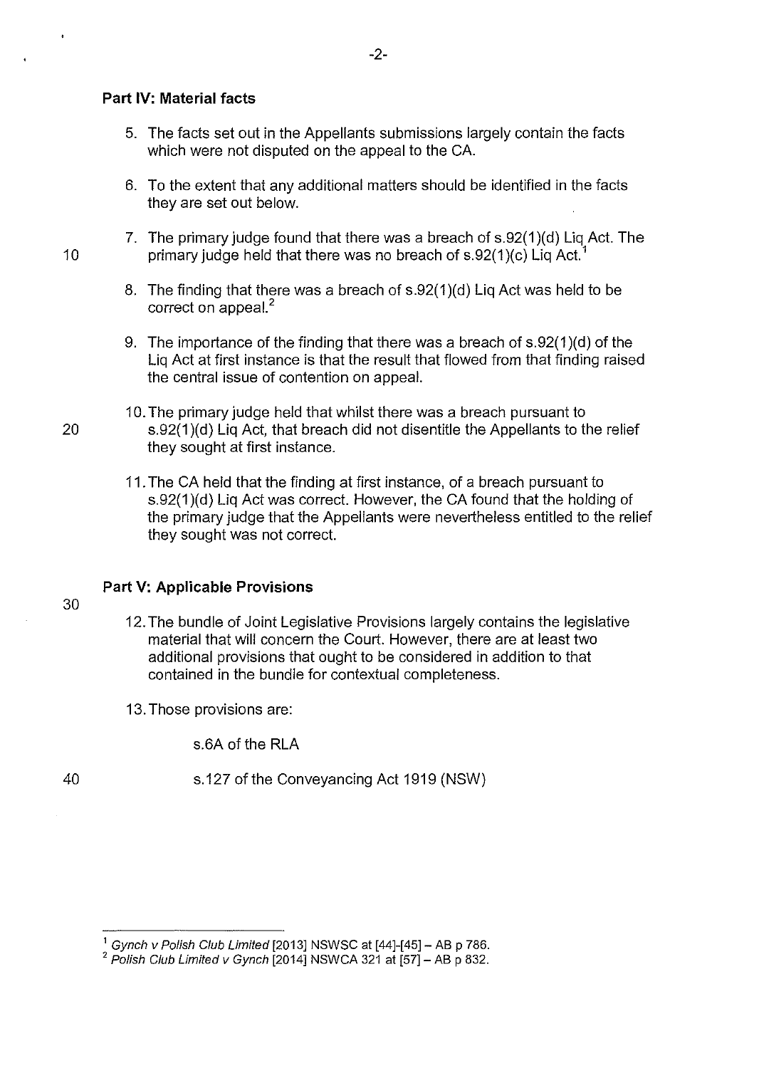### Part IV: Material facts

5. The facts set out in the Appellants submissions largely contain the facts which were not disputed on the appeal to the CA.

6. To the extent that any additional matters should be identified in the facts they are set out below.

7. The primary judge found that there was a breach of s.92(1)(d) Liq Act. The primary judge held that there was no breach of s.92(1)(c) Liq Act.[1]

8. The finding that there was a breach of s.92(1)(d) Liq Act was held to be correct on appeal.[2]

9. The importance of the finding that there was a breach of s.92(1)(d) of the Liq Act at first instance is that the result that flowed from that finding raised the central issue of contention on appeal.

10. The primary judge held that whilst there was a breach pursuant to s.92(1)(d) Liq Act, that breach did not disentitle the Appellants to the relief they sought at first instance.

11. The CA held that the finding at first instance, of a breach pursuant to s.92(1)(d) Liq Act was correct. However, the CA found that the holding of the primary judge that the Appellants were nevertheless entitled to the relief they sought was not correct.

### Part V: Applicable Provisions

12. The bundle of Joint Legislative Provisions largely contains the legislative material that will concern the Court. However, there are at least two additional provisions that ought to be considered in addition to that contained in the bundle for contextual completeness.

13. Those provisions are:

    s.6A of the RLA

    s.127 of the Conveyancing Act 1919 (NSW)

---

[1] *Gynch v Polish Club Limited* [2013] NSWSC at [44]-[45] – AB p 786.

[2] *Polish Club Limited v Gynch* [2014] NSWCA 321 at [57] – AB p 832.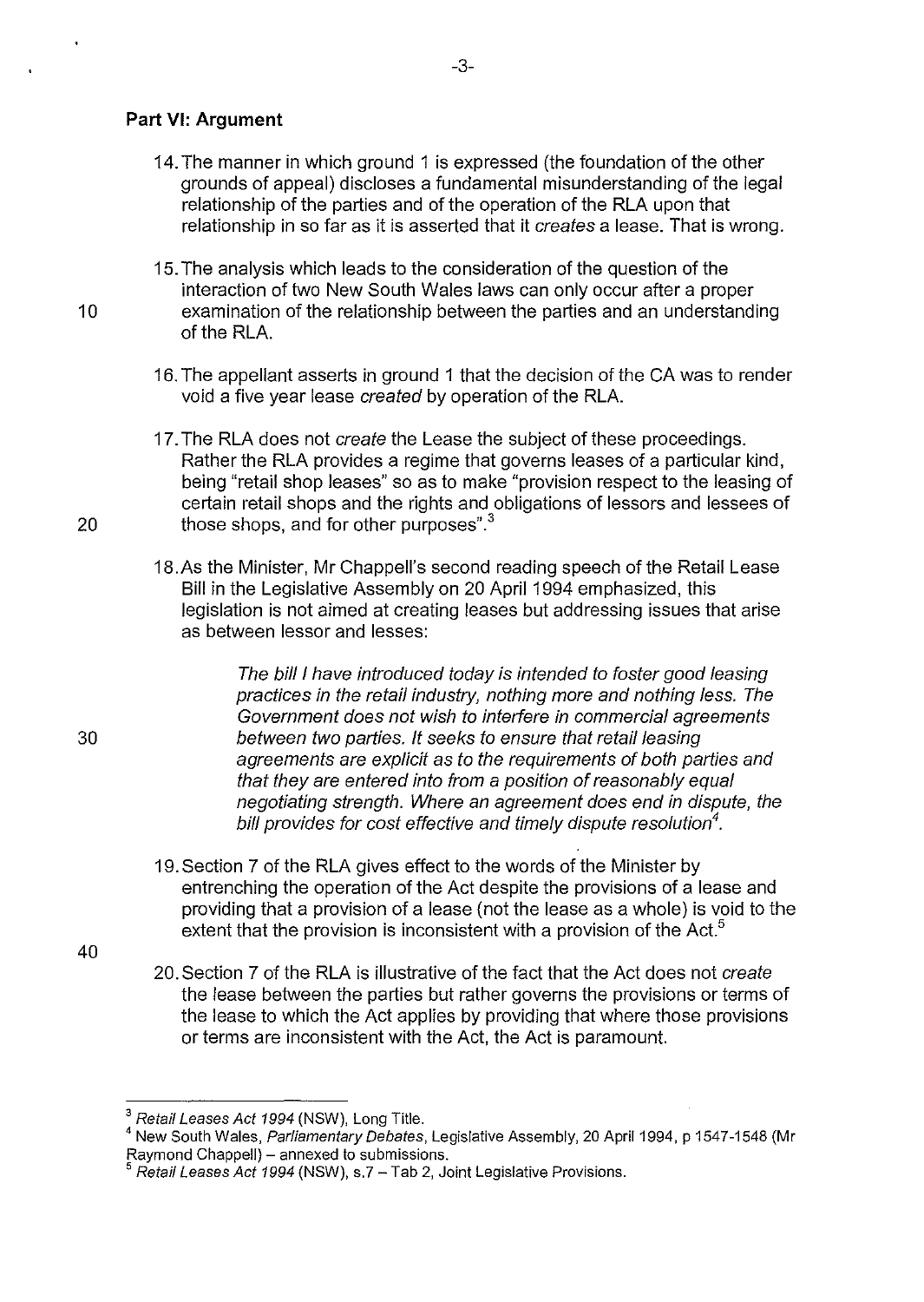**Part VI: Argument**

14. The manner in which ground 1 is expressed (the foundation of the other grounds of appeal) discloses a fundamental misunderstanding of the legal relationship of the parties and of the operation of the RLA upon that relationship in so far as it is asserted that it *creates* a lease. That is wrong.

15. The analysis which leads to the consideration of the question of the interaction of two New South Wales laws can only occur after a proper examination of the relationship between the parties and an understanding of the RLA.

16. The appellant asserts in ground 1 that the decision of the CA was to render void a five year lease *created* by operation of the RLA.

17. The RLA does not *create* the Lease the subject of these proceedings. Rather the RLA provides a regime that governs leases of a particular kind, being "retail shop leases" so as to make "provision respect to the leasing of certain retail shops and the rights and obligations of lessors and lessees of those shops, and for other purposes".[3]

18. As the Minister, Mr Chappell's second reading speech of the Retail Lease Bill in the Legislative Assembly on 20 April 1994 emphasized, this legislation is not aimed at creating leases but addressing issues that arise as between lessor and lesses:

> *The bill I have introduced today is intended to foster good leasing practices in the retail industry, nothing more and nothing less. The Government does not wish to interfere in commercial agreements between two parties. It seeks to ensure that retail leasing agreements are explicit as to the requirements of both parties and that they are entered into from a position of reasonably equal negotiating strength. Where an agreement does end in dispute, the bill provides for cost effective and timely dispute resolution*[4].

19. Section 7 of the RLA gives effect to the words of the Minister by entrenching the operation of the Act despite the provisions of a lease and providing that a provision of a lease (not the lease as a whole) is void to the extent that the provision is inconsistent with a provision of the Act.[5]

20. Section 7 of the RLA is illustrative of the fact that the Act does not *create* the lease between the parties but rather governs the provisions or terms of the lease to which the Act applies by providing that where those provisions or terms are inconsistent with the Act, the Act is paramount.

---

[3] *Retail Leases Act 1994* (NSW), Long Title.

[4] New South Wales, *Parliamentary Debates*, Legislative Assembly, 20 April 1994, p 1547-1548 (Mr Raymond Chappell) – annexed to submissions.

[5] *Retail Leases Act 1994* (NSW), s.7 – Tab 2, Joint Legislative Provisions.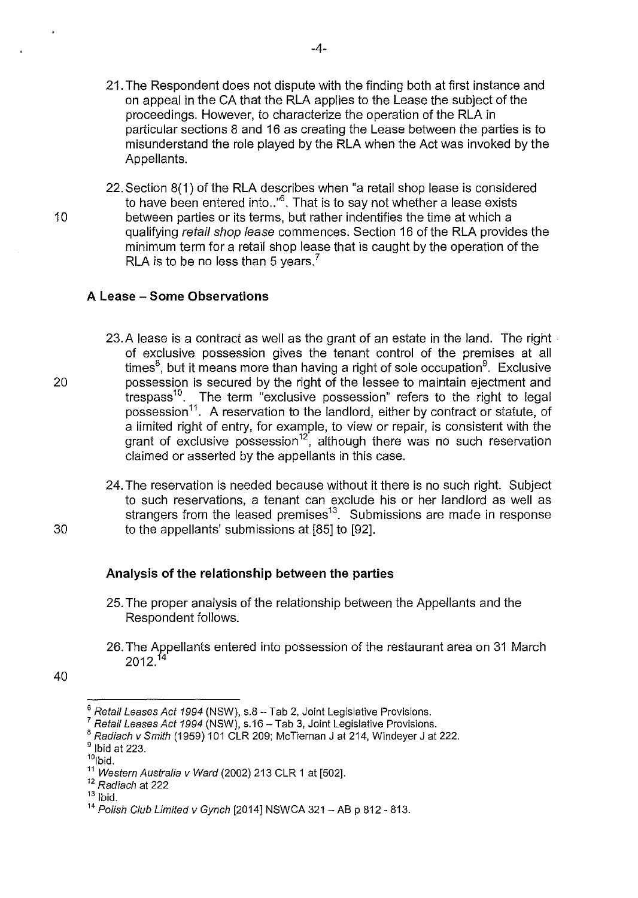21. The Respondent does not dispute with the finding both at first instance and on appeal in the CA that the RLA applies to the Lease the subject of the proceedings. However, to characterize the operation of the RLA in particular sections 8 and 16 as creating the Lease between the parties is to misunderstand the role played by the RLA when the Act was invoked by the Appellants.

22. Section 8(1) of the RLA describes when "a retail shop lease is considered to have been entered into.."[6]. That is to say not whether a lease exists between parties or its terms, but rather indentifies the time at which a qualifying *retail shop lease* commences. Section 16 of the RLA provides the minimum term for a retail shop lease that is caught by the operation of the RLA is to be no less than 5 years.[7]

### A Lease – Some Observations

23. A lease is a contract as well as the grant of an estate in the land. The right of exclusive possession gives the tenant control of the premises at all times[8], but it means more than having a right of sole occupation[9]. Exclusive possession is secured by the right of the lessee to maintain ejectment and trespass[10]. The term "exclusive possession" refers to the right to legal possession[11]. A reservation to the landlord, either by contract or statute, of a limited right of entry, for example, to view or repair, is consistent with the grant of exclusive possession[12], although there was no such reservation claimed or asserted by the appellants in this case.

24. The reservation is needed because without it there is no such right. Subject to such reservations, a tenant can exclude his or her landlord as well as strangers from the leased premises[13]. Submissions are made in response to the appellants' submissions at [85] to [92].

### Analysis of the relationship between the parties

25. The proper analysis of the relationship between the Appellants and the Respondent follows.

26. The Appellants entered into possession of the restaurant area on 31 March 2012.[14]

---

[6] *Retail Leases Act 1994* (NSW), s.8 – Tab 2, Joint Legislative Provisions.

[7] *Retail Leases Act 1994* (NSW), s.16 – Tab 3, Joint Legislative Provisions.

[8] *Radiach v Smith* (1959) 101 CLR 209; McTiernan J at 214, Windeyer J at 222.

[9] Ibid at 223.

[10] Ibid.

[11] *Western Australia v Ward* (2002) 213 CLR 1 at [502].

[12] *Radiach* at 222

[13] Ibid.

[14] *Polish Club Limited v Gynch* [2014] NSWCA 321 – AB p 812 - 813.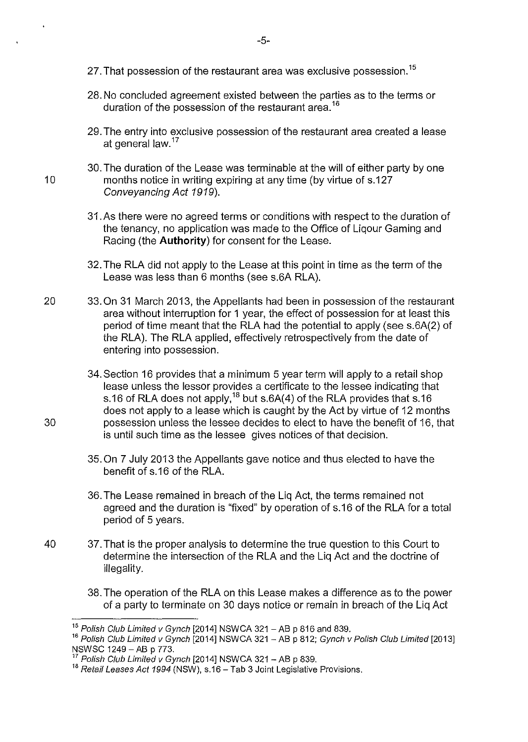27. That possession of the restaurant area was exclusive possession.[15]

28. No concluded agreement existed between the parties as to the terms or duration of the possession of the restaurant area.[16]

29. The entry into exclusive possession of the restaurant area created a lease at general law.[17]

30. The duration of the Lease was terminable at the will of either party by one months notice in writing expiring at any time (by virtue of s.127 *Conveyancing Act 1919*).

31. As there were no agreed terms or conditions with respect to the duration of the tenancy, no application was made to the Office of Liqour Gaming and Racing (the **Authority**) for consent for the Lease.

32. The RLA did not apply to the Lease at this point in time as the term of the Lease was less than 6 months (see s.6A RLA).

33. On 31 March 2013, the Appellants had been in possession of the restaurant area without interruption for 1 year, the effect of possession for at least this period of time meant that the RLA had the potential to apply (see s.6A(2) of the RLA). The RLA applied, effectively retrospectively from the date of entering into possession.

34. Section 16 provides that a minimum 5 year term will apply to a retail shop lease unless the lessor provides a certificate to the lessee indicating that s.16 of RLA does not apply,[18] but s.6A(4) of the RLA provides that s.16 does not apply to a lease which is caught by the Act by virtue of 12 months possession unless the lessee decides to elect to have the benefit of 16, that is until such time as the lessee gives notices of that decision.

35. On 7 July 2013 the Appellants gave notice and thus elected to have the benefit of s.16 of the RLA.

36. The Lease remained in breach of the Liq Act, the terms remained not agreed and the duration is "fixed" by operation of s.16 of the RLA for a total period of 5 years.

37. That is the proper analysis to determine the true question to this Court to determine the intersection of the RLA and the Liq Act and the doctrine of illegality.

38. The operation of the RLA on this Lease makes a difference as to the power of a party to terminate on 30 days notice or remain in breach of the Liq Act

---

[15] *Polish Club Limited v Gynch* [2014] NSWCA 321 – AB p 816 and 839.

[16] *Polish Club Limited v Gynch* [2014] NSWCA 321 – AB p 812; *Gynch v Polish Club Limited* [2013] NSWSC 1249 – AB p 773.

[17] *Polish Club Limited v Gynch* [2014] NSWCA 321 – AB p 839.

[18] *Retail Leases Act 1994* (NSW), s.16 – Tab 3 Joint Legislative Provisions.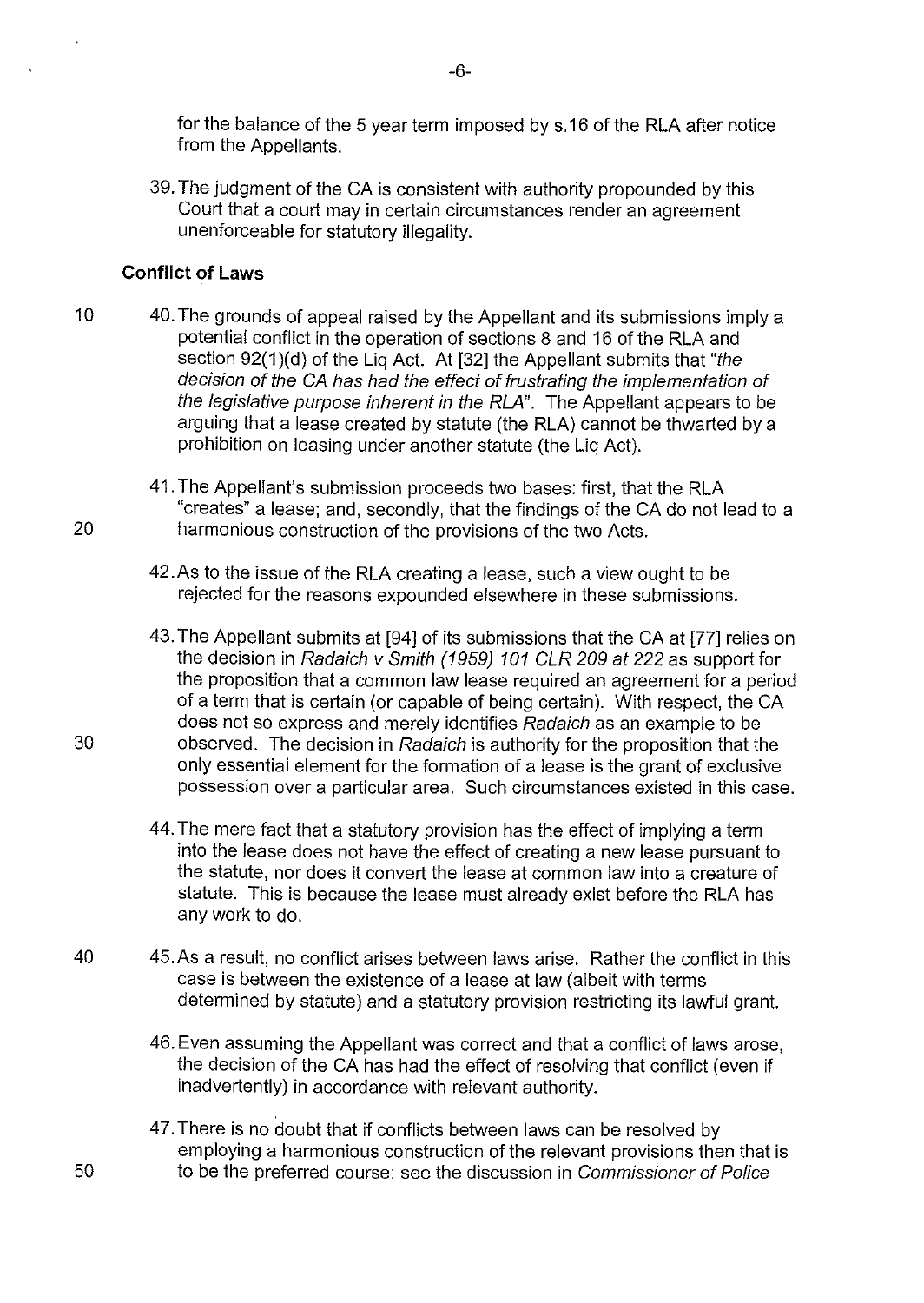for the balance of the 5 year term imposed by s.16 of the RLA after notice from the Appellants.

39. The judgment of the CA is consistent with authority propounded by this Court that a court may in certain circumstances render an agreement unenforceable for statutory illegality.

### Conflict of Laws

40. The grounds of appeal raised by the Appellant and its submissions imply a potential conflict in the operation of sections 8 and 16 of the RLA and section 92(1)(d) of the Liq Act. At [32] the Appellant submits that "*the decision of the CA has had the effect of frustrating the implementation of the legislative purpose inherent in the RLA*". The Appellant appears to be arguing that a lease created by statute (the RLA) cannot be thwarted by a prohibition on leasing under another statute (the Liq Act).

41. The Appellant's submission proceeds two bases: first, that the RLA "creates" a lease; and, secondly, that the findings of the CA do not lead to a harmonious construction of the provisions of the two Acts.

42. As to the issue of the RLA creating a lease, such a view ought to be rejected for the reasons expounded elsewhere in these submissions.

43. The Appellant submits at [94] of its submissions that the CA at [77] relies on the decision in *Radaich v Smith (1959) 101 CLR 209 at 222* as support for the proposition that a common law lease required an agreement for a period of a term that is certain (or capable of being certain). With respect, the CA does not so express and merely identifies *Radaich* as an example to be observed. The decision in *Radaich* is authority for the proposition that the only essential element for the formation of a lease is the grant of exclusive possession over a particular area. Such circumstances existed in this case.

44. The mere fact that a statutory provision has the effect of implying a term into the lease does not have the effect of creating a new lease pursuant to the statute, nor does it convert the lease at common law into a creature of statute. This is because the lease must already exist before the RLA has any work to do.

45. As a result, no conflict arises between laws arise. Rather the conflict in this case is between the existence of a lease at law (albeit with terms determined by statute) and a statutory provision restricting its lawful grant.

46. Even assuming the Appellant was correct and that a conflict of laws arose, the decision of the CA has had the effect of resolving that conflict (even if inadvertently) in accordance with relevant authority.

47. There is no doubt that if conflicts between laws can be resolved by employing a harmonious construction of the relevant provisions then that is to be the preferred course: see the discussion in *Commissioner of Police*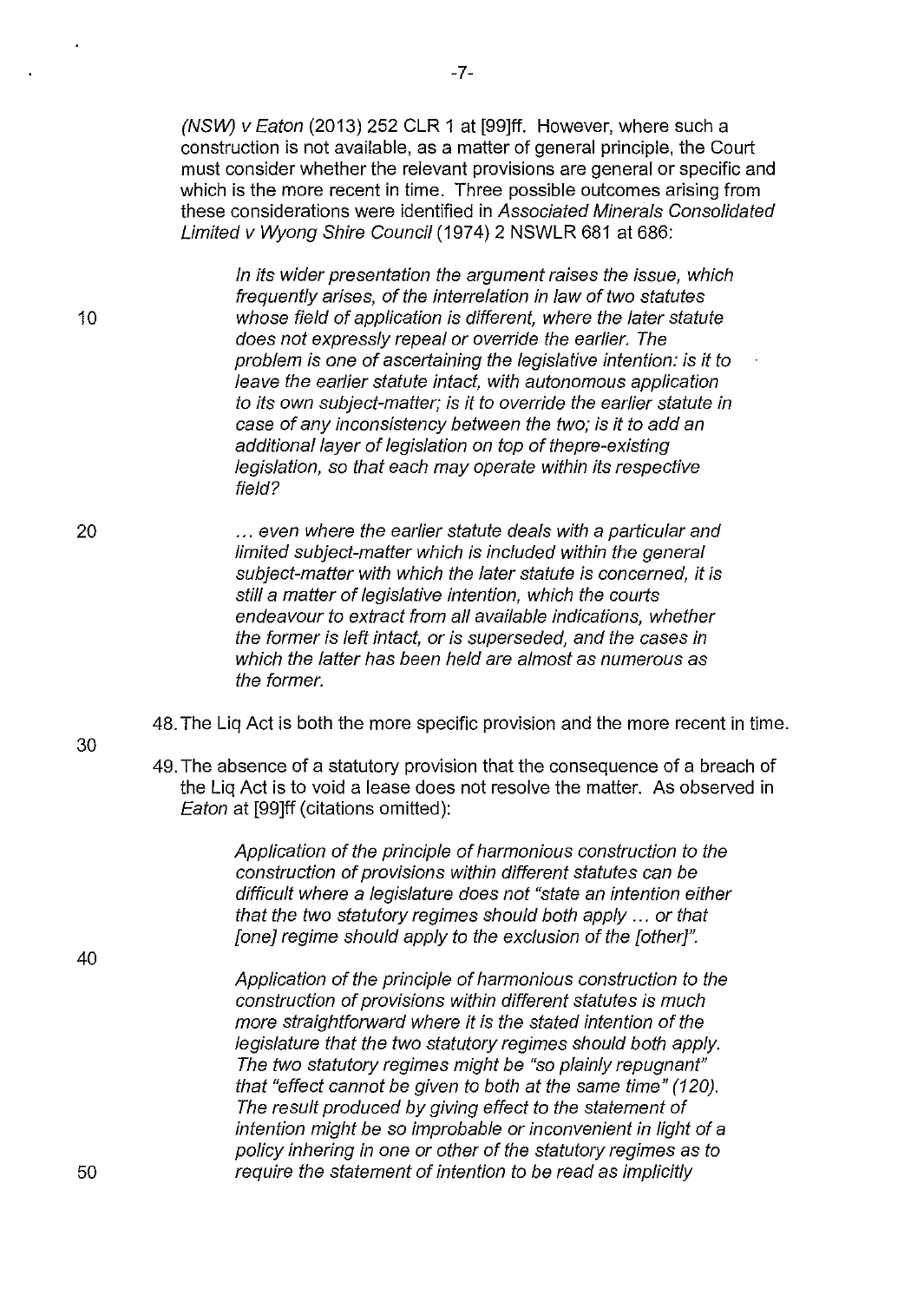*(NSW) v Eaton* (2013) 252 CLR 1 at [99]ff. However, where such a construction is not available, as a matter of general principle, the Court must consider whether the relevant provisions are general or specific and which is the more recent in time. Three possible outcomes arising from these considerations were identified in *Associated Minerals Consolidated Limited v Wyong Shire Council* (1974) 2 NSWLR 681 at 686:

> *In its wider presentation the argument raises the issue, which frequently arises, of the interrelation in law of two statutes whose field of application is different, where the later statute does not expressly repeal or override the earlier. The problem is one of ascertaining the legislative intention: is it to leave the earlier statute intact, with autonomous application to its own subject-matter; is it to override the earlier statute in case of any inconsistency between the two; is it to add an additional layer of legislation on top of thepre-existing legislation, so that each may operate within its respective field?*
>
> *... even where the earlier statute deals with a particular and limited subject-matter which is included within the general subject-matter with which the later statute is concerned, it is still a matter of legislative intention, which the courts endeavour to extract from all available indications, whether the former is left intact, or is superseded, and the cases in which the latter has been held are almost as numerous as the former.*

48. The Liq Act is both the more specific provision and the more recent in time.

49. The absence of a statutory provision that the consequence of a breach of the Liq Act is to void a lease does not resolve the matter. As observed in *Eaton* at [99]ff (citations omitted):

> *Application of the principle of harmonious construction to the construction of provisions within different statutes can be difficult where a legislature does not "state an intention either that the two statutory regimes should both apply ... or that [one] regime should apply to the exclusion of the [other]".*
>
> *Application of the principle of harmonious construction to the construction of provisions within different statutes is much more straightforward where it is the stated intention of the legislature that the two statutory regimes should both apply. The two statutory regimes might be "so plainly repugnant" that "effect cannot be given to both at the same time" (120). The result produced by giving effect to the statement of intention might be so improbable or inconvenient in light of a policy inhering in one or other of the statutory regimes as to require the statement of intention to be read as implicitly*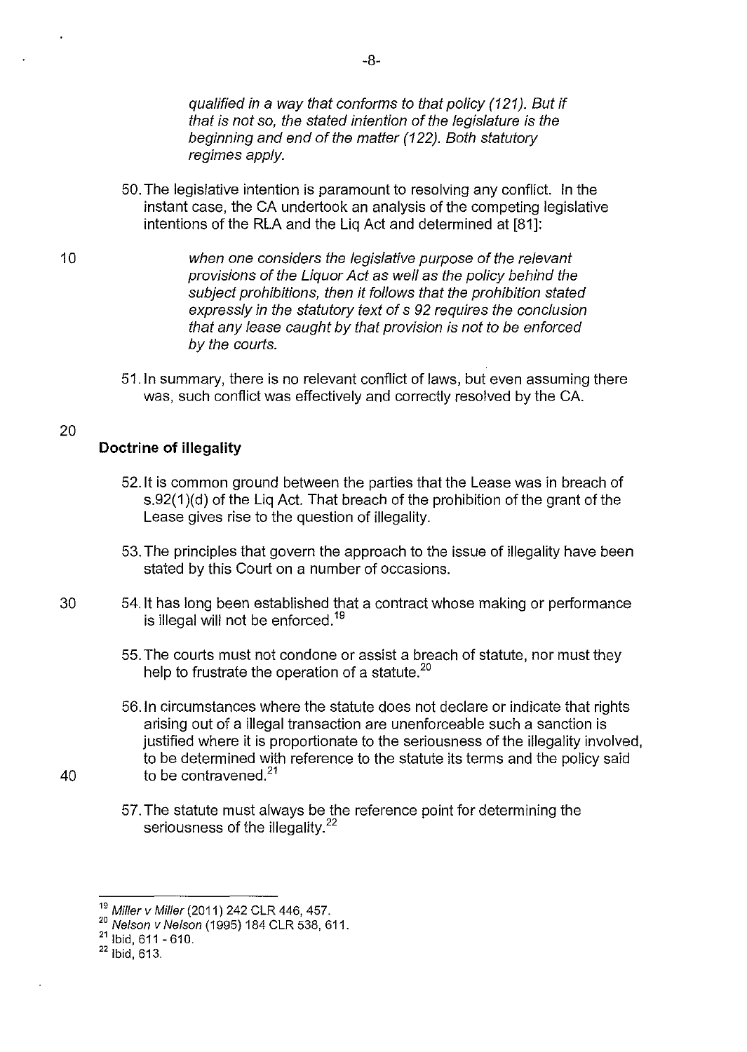*qualified in a way that conforms to that policy (121). But if that is not so, the stated intention of the legislature is the beginning and end of the matter (122). Both statutory regimes apply.*

50. The legislative intention is paramount to resolving any conflict. In the instant case, the CA undertook an analysis of the competing legislative intentions of the RLA and the Liq Act and determined at [81]:

> *when one considers the legislative purpose of the relevant provisions of the Liquor Act as well as the policy behind the subject prohibitions, then it follows that the prohibition stated expressly in the statutory text of s 92 requires the conclusion that any lease caught by that provision is not to be enforced by the courts.*

51. In summary, there is no relevant conflict of laws, but even assuming there was, such conflict was effectively and correctly resolved by the CA.

**Doctrine of illegality**

52. It is common ground between the parties that the Lease was in breach of s.92(1)(d) of the Liq Act. That breach of the prohibition of the grant of the Lease gives rise to the question of illegality.

53. The principles that govern the approach to the issue of illegality have been stated by this Court on a number of occasions.

54. It has long been established that a contract whose making or performance is illegal will not be enforced.[19]

55. The courts must not condone or assist a breach of statute, nor must they help to frustrate the operation of a statute.[20]

56. In circumstances where the statute does not declare or indicate that rights arising out of a illegal transaction are unenforceable such a sanction is justified where it is proportionate to the seriousness of the illegality involved, to be determined with reference to the statute its terms and the policy said to be contravened.[21]

57. The statute must always be the reference point for determining the seriousness of the illegality.[22]

---

[19] *Miller v Miller* (2011) 242 CLR 446, 457.
[20] *Nelson v Nelson* (1995) 184 CLR 538, 611.
[21] Ibid, 611 - 610.
[22] Ibid, 613.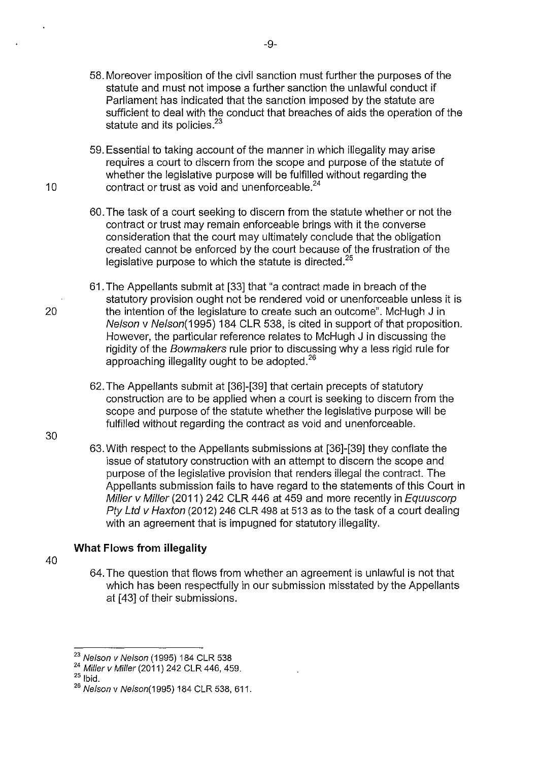58. Moreover imposition of the civil sanction must further the purposes of the statute and must not impose a further sanction the unlawful conduct if Parliament has indicated that the sanction imposed by the statute are sufficient to deal with the conduct that breaches of aids the operation of the statute and its policies.[23]

59. Essential to taking account of the manner in which illegality may arise requires a court to discern from the scope and purpose of the statute of whether the legislative purpose will be fulfilled without regarding the contract or trust as void and unenforceable.[24]

60. The task of a court seeking to discern from the statute whether or not the contract or trust may remain enforceable brings with it the converse consideration that the court may ultimately conclude that the obligation created cannot be enforced by the court because of the frustration of the legislative purpose to which the statute is directed.[25]

61. The Appellants submit at [33] that "a contract made in breach of the statutory provision ought not be rendered void or unenforceable unless it is the intention of the legislature to create such an outcome". McHugh J in *Nelson v Nelson*(1995) 184 CLR 538, is cited in support of that proposition. However, the particular reference relates to McHugh J in discussing the rigidity of the *Bowmakers* rule prior to discussing why a less rigid rule for approaching illegality ought to be adopted.[26]

62. The Appellants submit at [36]-[39] that certain precepts of statutory construction are to be applied when a court is seeking to discern from the scope and purpose of the statute whether the legislative purpose will be fulfilled without regarding the contract as void and unenforceable.

63. With respect to the Appellants submissions at [36]-[39] they conflate the issue of statutory construction with an attempt to discern the scope and purpose of the legislative provision that renders illegal the contract. The Appellants submission fails to have regard to the statements of this Court in *Miller v Miller* (2011) 242 CLR 446 at 459 and more recently in *Equuscorp Pty Ltd v Haxton* (2012) 246 CLR 498 at 513 as to the task of a court dealing with an agreement that is impugned for statutory illegality.

### What Flows from illegality

64. The question that flows from whether an agreement is unlawful is not that which has been respectfully in our submission misstated by the Appellants at [43] of their submissions.

---

[23] *Nelson v Nelson* (1995) 184 CLR 538
[24] *Miller v Miller* (2011) 242 CLR 446, 459.
[25] Ibid.
[26] *Nelson v Nelson*(1995) 184 CLR 538, 611.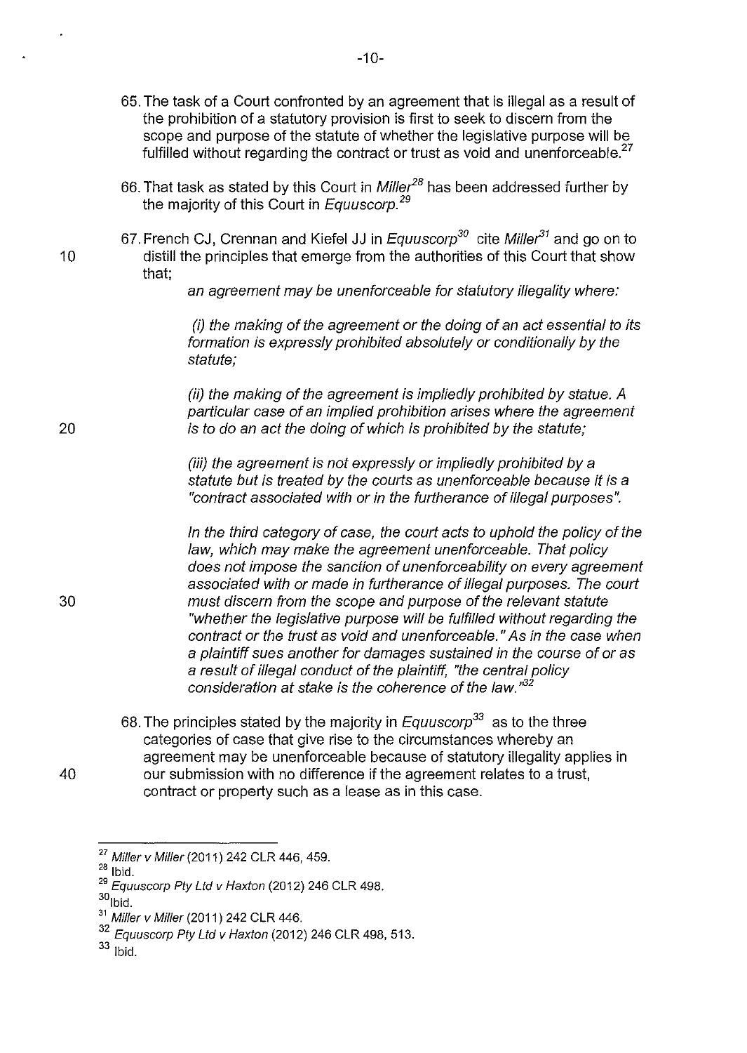65. The task of a Court confronted by an agreement that is illegal as a result of the prohibition of a statutory provision is first to seek to discern from the scope and purpose of the statute of whether the legislative purpose will be fulfilled without regarding the contract or trust as void and unenforceable.[27]

66. That task as stated by this Court in *Miller*[28] has been addressed further by the majority of this Court in *Equuscorp.*[29]

67. French CJ, Crennan and Kiefel JJ in *Equuscorp*[30] cite *Miller*[31] and go on to distill the principles that emerge from the authorities of this Court that show that;

    *an agreement may be unenforceable for statutory illegality where:*

    *(i) the making of the agreement or the doing of an act essential to its formation is expressly prohibited absolutely or conditionally by the statute;*

    *(ii) the making of the agreement is impliedly prohibited by statue. A particular case of an implied prohibition arises where the agreement is to do an act the doing of which is prohibited by the statute;*

    *(iii) the agreement is not expressly or impliedly prohibited by a statute but is treated by the courts as unenforceable because it is a "contract associated with or in the furtherance of illegal purposes".*

    *In the third category of case, the court acts to uphold the policy of the law, which may make the agreement unenforceable. That policy does not impose the sanction of unenforceability on every agreement associated with or made in furtherance of illegal purposes. The court must discern from the scope and purpose of the relevant statute "whether the legislative purpose will be fulfilled without regarding the contract or the trust as void and unenforceable." As in the case when a plaintiff sues another for damages sustained in the course of or as a result of illegal conduct of the plaintiff, "the central policy consideration at stake is the coherence of the law."*[32]

68. The principles stated by the majority in *Equuscorp*[33] as to the three categories of case that give rise to the circumstances whereby an agreement may be unenforceable because of statutory illegality applies in our submission with no difference if the agreement relates to a trust, contract or property such as a lease as in this case.

---

[27] *Miller v Miller* (2011) 242 CLR 446, 459.
[28] Ibid.
[29] *Equuscorp Pty Ltd v Haxton* (2012) 246 CLR 498.
[30] Ibid.
[31] *Miller v Miller* (2011) 242 CLR 446.
[32] *Equuscorp Pty Ltd v Haxton* (2012) 246 CLR 498, 513.
[33] Ibid.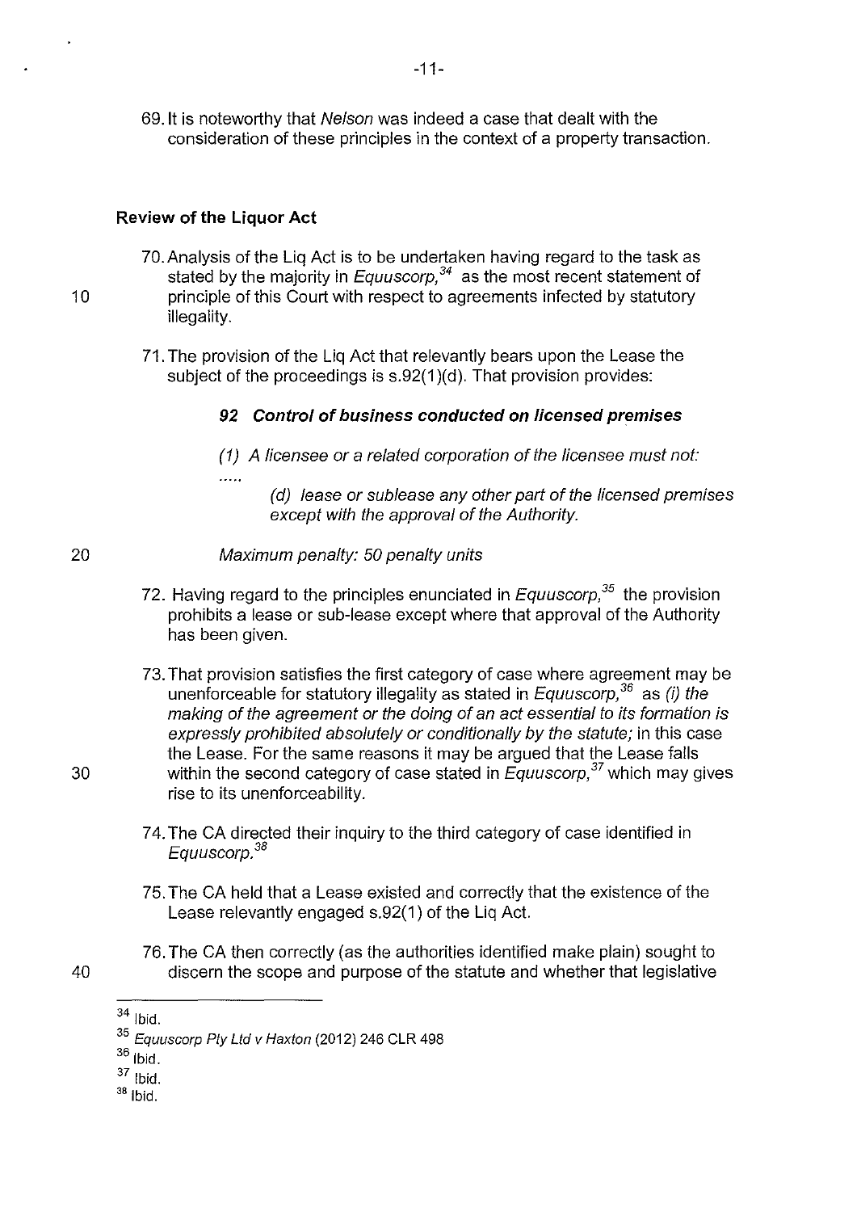69. It is noteworthy that *Nelson* was indeed a case that dealt with the consideration of these principles in the context of a property transaction.

**Review of the Liquor Act**

70. Analysis of the Liq Act is to be undertaken having regard to the task as stated by the majority in *Equuscorp*,[34] as the most recent statement of principle of this Court with respect to agreements infected by statutory illegality.

71. The provision of the Liq Act that relevantly bears upon the Lease the subject of the proceedings is s.92(1)(d). That provision provides:

> ***92 Control of business conducted on licensed premises***
>
> *(1) A licensee or a related corporation of the licensee must not:*
>
> .....
>
> *(d) lease or sublease any other part of the licensed premises except with the approval of the Authority.*
>
> *Maximum penalty: 50 penalty units*

72. Having regard to the principles enunciated in *Equuscorp*,[35] the provision prohibits a lease or sub-lease except where that approval of the Authority has been given.

73. That provision satisfies the first category of case where agreement may be unenforceable for statutory illegality as stated in *Equuscorp*,[36] as *(i) the making of the agreement or the doing of an act essential to its formation is expressly prohibited absolutely or conditionally by the statute;* in this case the Lease. For the same reasons it may be argued that the Lease falls within the second category of case stated in *Equuscorp*,[37] which may gives rise to its unenforceability.

74. The CA directed their inquiry to the third category of case identified in *Equuscorp*.[38]

75. The CA held that a Lease existed and correctly that the existence of the Lease relevantly engaged s.92(1) of the Liq Act.

76. The CA then correctly (as the authorities identified make plain) sought to discern the scope and purpose of the statute and whether that legislative

---

[34] Ibid.

[35] *Equuscorp Pty Ltd v Haxton* (2012) 246 CLR 498

[36] Ibid.

[37] Ibid.

[38] Ibid.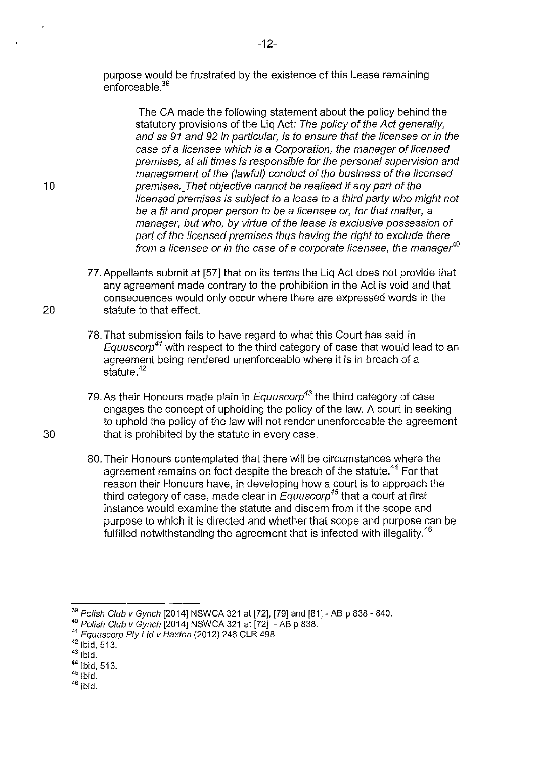purpose would be frustrated by the existence of this Lease remaining enforceable.[39]

> The CA made the following statement about the policy behind the statutory provisions of the Liq Act: *The policy of the Act generally, and ss 91 and 92 in particular, is to ensure that the licensee or in the case of a licensee which is a Corporation, the manager of licensed premises, at all times is responsible for the personal supervision and management of the (lawful) conduct of the business of the licensed premises. That objective cannot be realised if any part of the licensed premises is subject to a lease to a third party who might not be a fit and proper person to be a licensee or, for that matter, a manager, but who, by virtue of the lease is exclusive possession of part of the licensed premises thus having the right to exclude there from a licensee or in the case of a corporate licensee, the manager*[40]

77. Appellants submit at [57] that on its terms the Liq Act does not provide that any agreement made contrary to the prohibition in the Act is void and that consequences would only occur where there are expressed words in the statute to that effect.

78. That submission fails to have regard to what this Court has said in *Equuscorp*[41] with respect to the third category of case that would lead to an agreement being rendered unenforceable where it is in breach of a statute.[42]

79. As their Honours made plain in *Equuscorp*[43] the third category of case engages the concept of upholding the policy of the law. A court in seeking to uphold the policy of the law will not render unenforceable the agreement that is prohibited by the statute in every case.

80. Their Honours contemplated that there will be circumstances where the agreement remains on foot despite the breach of the statute.[44] For that reason their Honours have, in developing how a court is to approach the third category of case, made clear in *Equuscorp*[45] that a court at first instance would examine the statute and discern from it the scope and purpose to which it is directed and whether that scope and purpose can be fulfilled notwithstanding the agreement that is infected with illegality.[46]

---

[39] *Polish Club v Gynch* [2014] NSWCA 321 at [72], [79] and [81] - AB p 838 - 840.

[40] *Polish Club v Gynch* [2014] NSWCA 321 at [72] - AB p 838.

[41] *Equuscorp Pty Ltd v Haxton* (2012) 246 CLR 498.

[42] Ibid, 513.

[43] Ibid.

[44] Ibid, 513.

[45] Ibid.

[46] Ibid.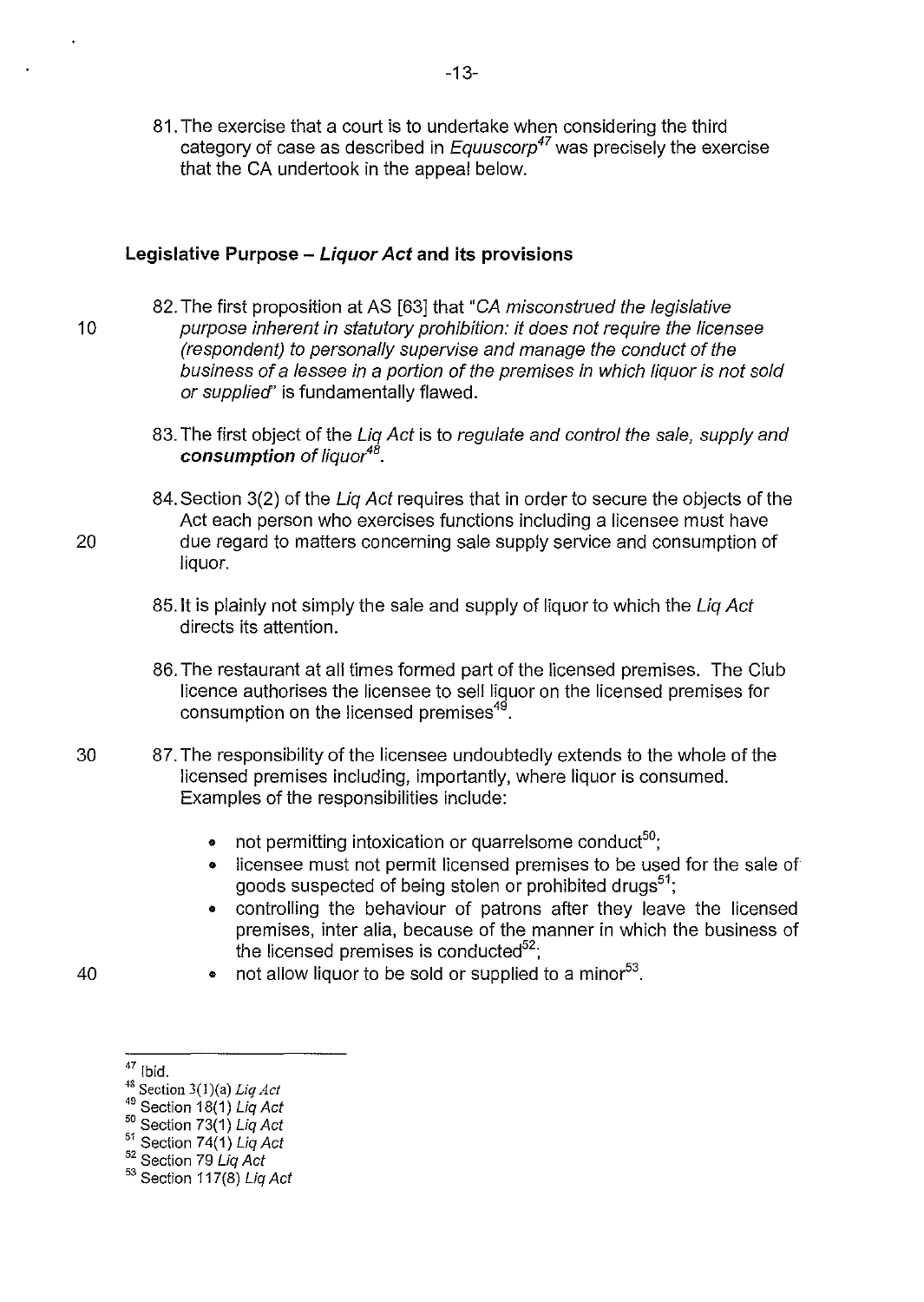81. The exercise that a court is to undertake when considering the third category of case as described in *Equuscorp*[47] was precisely the exercise that the CA undertook in the appeal below.

### Legislative Purpose – *Liquor Act* and its provisions

82. The first proposition at AS [63] that "*CA misconstrued the legislative purpose inherent in statutory prohibition: it does not require the licensee (respondent) to personally supervise and manage the conduct of the business of a lessee in a portion of the premises in which liquor is not sold or supplied*" is fundamentally flawed.

83. The first object of the *Liq Act* is to *regulate and control the sale, supply and* ***consumption*** *of liquor*[48].

84. Section 3(2) of the *Liq Act* requires that in order to secure the objects of the Act each person who exercises functions including a licensee must have due regard to matters concerning sale supply service and consumption of liquor.

85. It is plainly not simply the sale and supply of liquor to which the *Liq Act* directs its attention.

86. The restaurant at all times formed part of the licensed premises. The Club licence authorises the licensee to sell liquor on the licensed premises for consumption on the licensed premises[49].

87. The responsibility of the licensee undoubtedly extends to the whole of the licensed premises including, importantly, where liquor is consumed. Examples of the responsibilities include:

    - not permitting intoxication or quarrelsome conduct[50];
    - licensee must not permit licensed premises to be used for the sale of goods suspected of being stolen or prohibited drugs[51];
    - controlling the behaviour of patrons after they leave the licensed premises, inter alia, because of the manner in which the business of the licensed premises is conducted[52];
    - not allow liquor to be sold or supplied to a minor[53].

---

[47] Ibid.
[48] Section 3(1)(a) *Liq Act*
[49] Section 18(1) *Liq Act*
[50] Section 73(1) *Liq Act*
[51] Section 74(1) *Liq Act*
[52] Section 79 *Liq Act*
[53] Section 117(8) *Liq Act*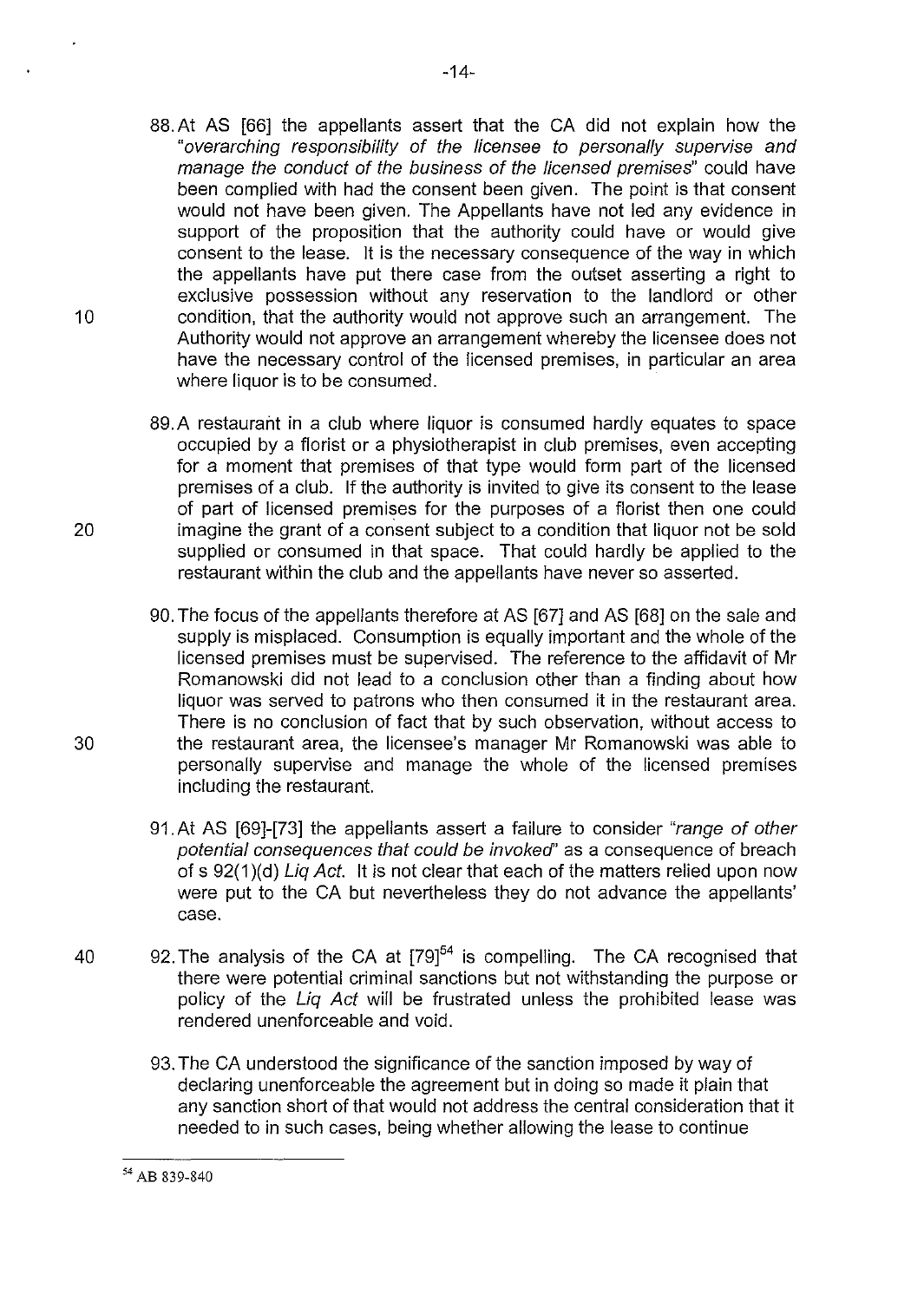88. At AS [66] the appellants assert that the CA did not explain how the "*overarching responsibility of the licensee to personally supervise and manage the conduct of the business of the licensed premises*" could have been complied with had the consent been given. The point is that consent would not have been given. The Appellants have not led any evidence in support of the proposition that the authority could have or would give consent to the lease. It is the necessary consequence of the way in which the appellants have put there case from the outset asserting a right to exclusive possession without any reservation to the landlord or other condition, that the authority would not approve such an arrangement. The Authority would not approve an arrangement whereby the licensee does not have the necessary control of the licensed premises, in particular an area where liquor is to be consumed.

89. A restaurant in a club where liquor is consumed hardly equates to space occupied by a florist or a physiotherapist in club premises, even accepting for a moment that premises of that type would form part of the licensed premises of a club. If the authority is invited to give its consent to the lease of part of licensed premises for the purposes of a florist then one could imagine the grant of a consent subject to a condition that liquor not be sold supplied or consumed in that space. That could hardly be applied to the restaurant within the club and the appellants have never so asserted.

90. The focus of the appellants therefore at AS [67] and AS [68] on the sale and supply is misplaced. Consumption is equally important and the whole of the licensed premises must be supervised. The reference to the affidavit of Mr Romanowski did not lead to a conclusion other than a finding about how liquor was served to patrons who then consumed it in the restaurant area. There is no conclusion of fact that by such observation, without access to the restaurant area, the licensee's manager Mr Romanowski was able to personally supervise and manage the whole of the licensed premises including the restaurant.

91. At AS [69]-[73] the appellants assert a failure to consider "*range of other potential consequences that could be invoked*" as a consequence of breach of s 92(1)(d) *Liq Act*. It is not clear that each of the matters relied upon now were put to the CA but nevertheless they do not advance the appellants' case.

92. The analysis of the CA at [79][54] is compelling. The CA recognised that there were potential criminal sanctions but not withstanding the purpose or policy of the *Liq Act* will be frustrated unless the prohibited lease was rendered unenforceable and void.

93. The CA understood the significance of the sanction imposed by way of declaring unenforceable the agreement but in doing so made it plain that any sanction short of that would not address the central consideration that it needed to in such cases, being whether allowing the lease to continue

---

[54] AB 839-840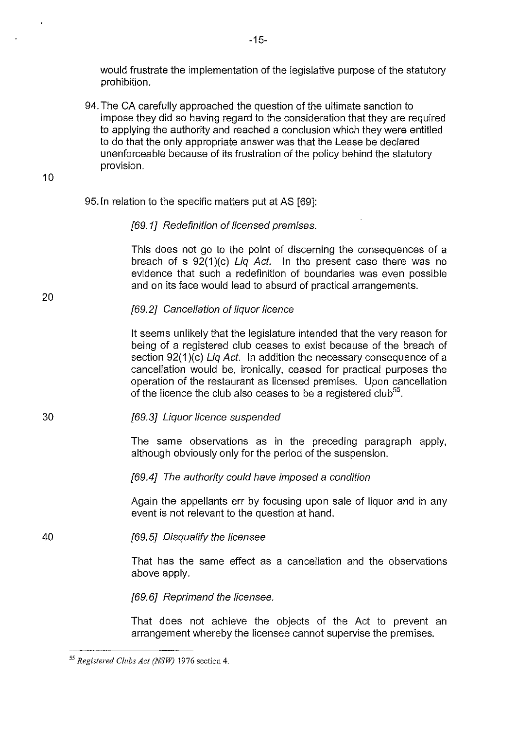would frustrate the implementation of the legislative purpose of the statutory prohibition.

94. The CA carefully approached the question of the ultimate sanction to impose they did so having regard to the consideration that they are required to applying the authority and reached a conclusion which they were entitled to do that the only appropriate answer was that the Lease be declared unenforceable because of its frustration of the policy behind the statutory provision.

95. In relation to the specific matters put at AS [69]:

*[69.1] Redefinition of licensed premises.*

This does not go to the point of discerning the consequences of a breach of s 92(1)(c) *Liq Act*. In the present case there was no evidence that such a redefinition of boundaries was even possible and on its face would lead to absurd of practical arrangements.

*[69.2] Cancellation of liquor licence*

It seems unlikely that the legislature intended that the very reason for being of a registered club ceases to exist because of the breach of section 92(1)(c) *Liq Act*. In addition the necessary consequence of a cancellation would be, ironically, ceased for practical purposes the operation of the restaurant as licensed premises. Upon cancellation of the licence the club also ceases to be a registered club[55].

*[69.3] Liquor licence suspended*

The same observations as in the preceding paragraph apply, although obviously only for the period of the suspension.

*[69.4] The authority could have imposed a condition*

Again the appellants err by focusing upon sale of liquor and in any event is not relevant to the question at hand.

*[69.5] Disqualify the licensee*

That has the same effect as a cancellation and the observations above apply.

*[69.6] Reprimand the licensee.*

That does not achieve the objects of the Act to prevent an arrangement whereby the licensee cannot supervise the premises.

---

[55] *Registered Clubs Act (NSW)* 1976 section 4.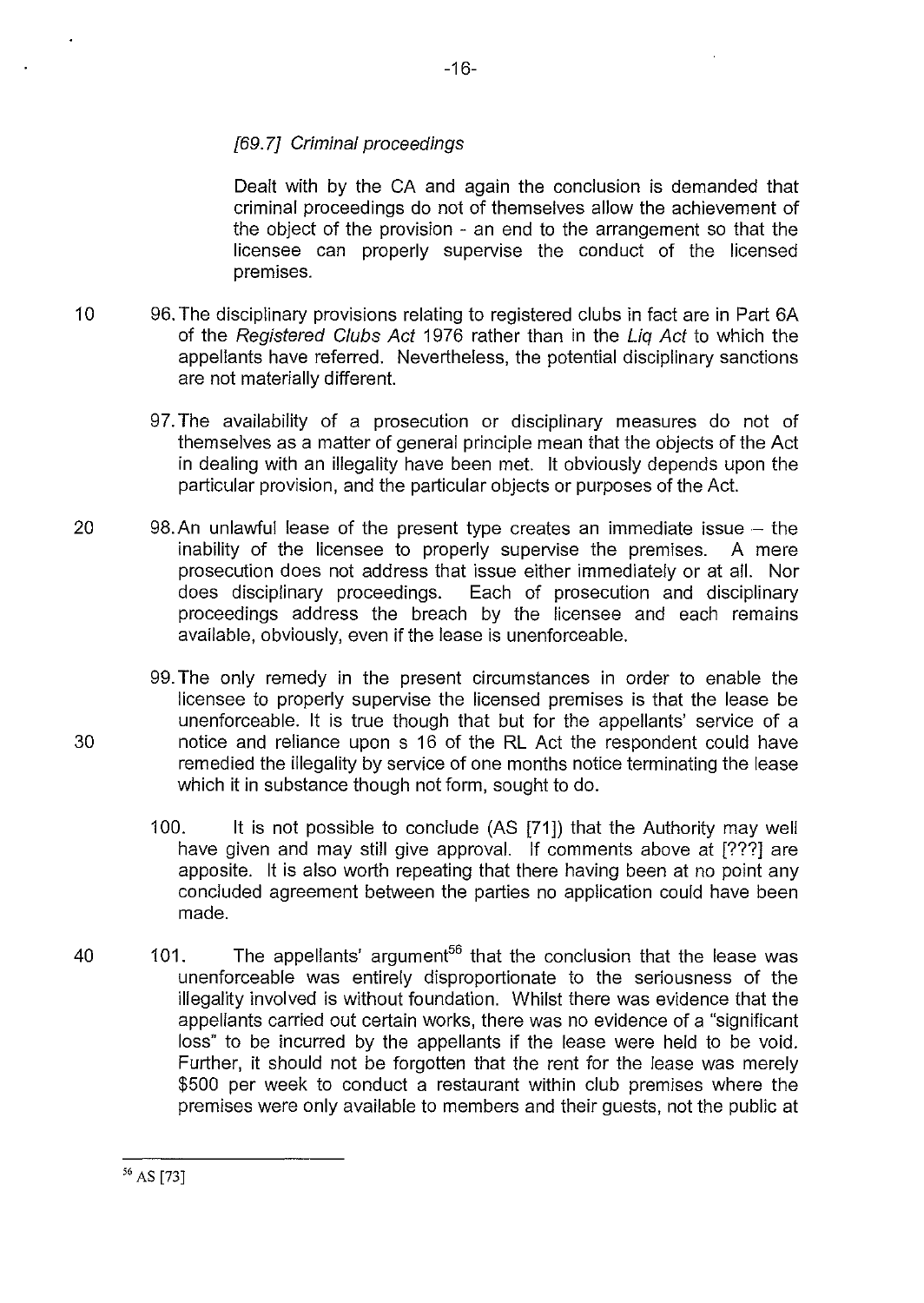*[69.7] Criminal proceedings*

Dealt with by the CA and again the conclusion is demanded that criminal proceedings do not of themselves allow the achievement of the object of the provision - an end to the arrangement so that the licensee can properly supervise the conduct of the licensed premises.

96. The disciplinary provisions relating to registered clubs in fact are in Part 6A of the *Registered Clubs Act* 1976 rather than in the *Liq Act* to which the appellants have referred. Nevertheless, the potential disciplinary sanctions are not materially different.

97. The availability of a prosecution or disciplinary measures do not of themselves as a matter of general principle mean that the objects of the Act in dealing with an illegality have been met. It obviously depends upon the particular provision, and the particular objects or purposes of the Act.

98. An unlawful lease of the present type creates an immediate issue – the inability of the licensee to properly supervise the premises. A mere prosecution does not address that issue either immediately or at all. Nor does disciplinary proceedings. Each of prosecution and disciplinary proceedings address the breach by the licensee and each remains available, obviously, even if the lease is unenforceable.

99. The only remedy in the present circumstances in order to enable the licensee to properly supervise the licensed premises is that the lease be unenforceable. It is true though that but for the appellants' service of a notice and reliance upon s 16 of the RL Act the respondent could have remedied the illegality by service of one months notice terminating the lease which it in substance though not form, sought to do.

100. It is not possible to conclude (AS [71]) that the Authority may well have given and may still give approval. If comments above at [???] are apposite. It is also worth repeating that there having been at no point any concluded agreement between the parties no application could have been made.

101. The appellants' argument[56] that the conclusion that the lease was unenforceable was entirely disproportionate to the seriousness of the illegality involved is without foundation. Whilst there was evidence that the appellants carried out certain works, there was no evidence of a "significant loss" to be incurred by the appellants if the lease were held to be void. Further, it should not be forgotten that the rent for the lease was merely \$500 per week to conduct a restaurant within club premises where the premises were only available to members and their guests, not the public at

---

[56] AS [73]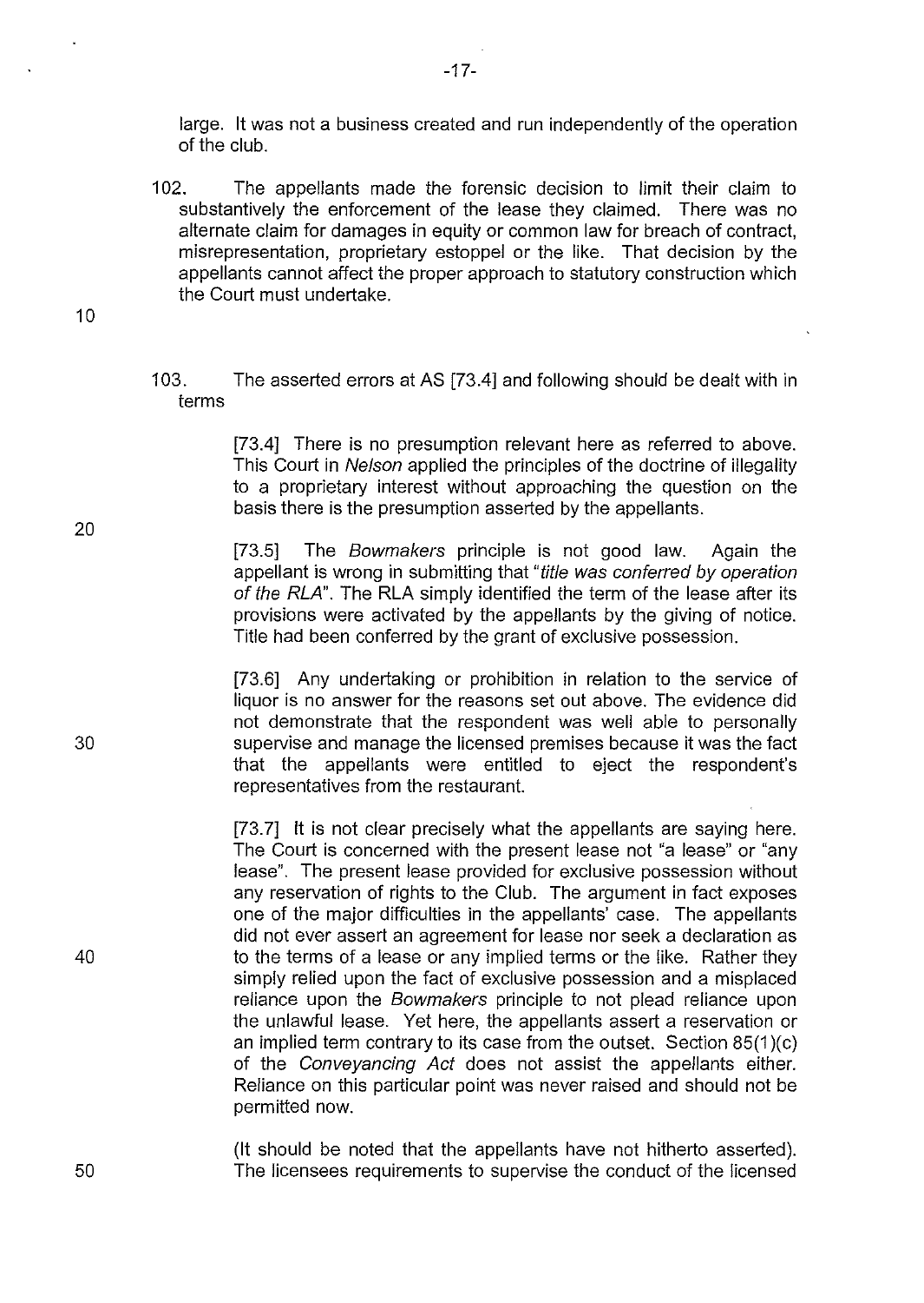large. It was not a business created and run independently of the operation of the club.

102. The appellants made the forensic decision to limit their claim to substantively the enforcement of the lease they claimed. There was no alternate claim for damages in equity or common law for breach of contract, misrepresentation, proprietary estoppel or the like. That decision by the appellants cannot affect the proper approach to statutory construction which the Court must undertake.

103. The asserted errors at AS [73.4] and following should be dealt with in terms

> [73.4] There is no presumption relevant here as referred to above. This Court in *Nelson* applied the principles of the doctrine of illegality to a proprietary interest without approaching the question on the basis there is the presumption asserted by the appellants.
>
> [73.5] The *Bowmakers* principle is not good law. Again the appellant is wrong in submitting that "*title was conferred by operation of the RLA*". The RLA simply identified the term of the lease after its provisions were activated by the appellants by the giving of notice. Title had been conferred by the grant of exclusive possession.
>
> [73.6] Any undertaking or prohibition in relation to the service of liquor is no answer for the reasons set out above. The evidence did not demonstrate that the respondent was well able to personally supervise and manage the licensed premises because it was the fact that the appellants were entitled to eject the respondent's representatives from the restaurant.
>
> [73.7] It is not clear precisely what the appellants are saying here. The Court is concerned with the present lease not "a lease" or "any lease". The present lease provided for exclusive possession without any reservation of rights to the Club. The argument in fact exposes one of the major difficulties in the appellants' case. The appellants did not ever assert an agreement for lease nor seek a declaration as to the terms of a lease or any implied terms or the like. Rather they simply relied upon the fact of exclusive possession and a misplaced reliance upon the *Bowmakers* principle to not plead reliance upon the unlawful lease. Yet here, the appellants assert a reservation or an implied term contrary to its case from the outset. Section 85(1)(c) of the *Conveyancing Act* does not assist the appellants either. Reliance on this particular point was never raised and should not be permitted now.
>
> (It should be noted that the appellants have not hitherto asserted). The licensees requirements to supervise the conduct of the licensed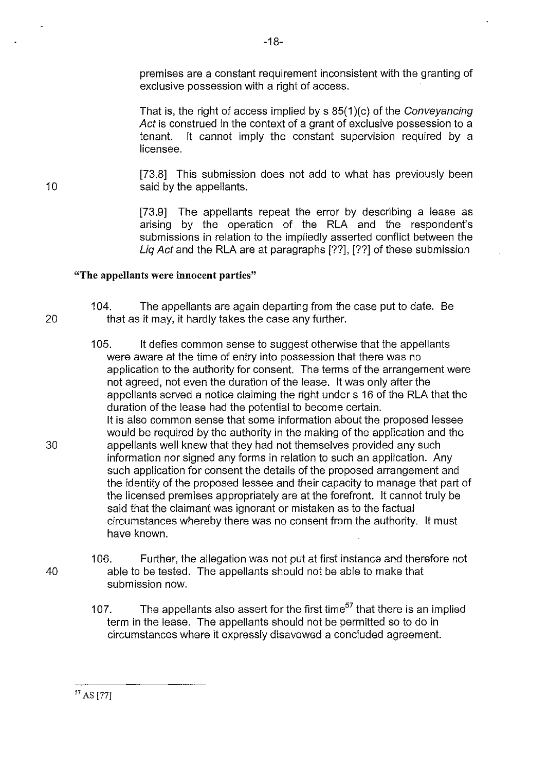premises are a constant requirement inconsistent with the granting of exclusive possession with a right of access.

That is, the right of access implied by s 85(1)(c) of the *Conveyancing Act* is construed in the context of a grant of exclusive possession to a tenant. It cannot imply the constant supervision required by a licensee.

[73.8] This submission does not add to what has previously been said by the appellants.

[73.9] The appellants repeat the error by describing a lease as arising by the operation of the RLA and the respondent's submissions in relation to the impliedly asserted conflict between the *Liq Act* and the RLA are at paragraphs [??], [??] of these submission

**"The appellants were innocent parties"**

104. The appellants are again departing from the case put to date. Be that as it may, it hardly takes the case any further.

105. It defies common sense to suggest otherwise that the appellants were aware at the time of entry into possession that there was no application to the authority for consent. The terms of the arrangement were not agreed, not even the duration of the lease. It was only after the appellants served a notice claiming the right under s 16 of the RLA that the duration of the lease had the potential to become certain.
It is also common sense that some information about the proposed lessee would be required by the authority in the making of the application and the appellants well knew that they had not themselves provided any such information nor signed any forms in relation to such an application. Any such application for consent the details of the proposed arrangement and the identity of the proposed lessee and their capacity to manage that part of the licensed premises appropriately are at the forefront. It cannot truly be said that the claimant was ignorant or mistaken as to the factual circumstances whereby there was no consent from the authority. It must have known.

106. Further, the allegation was not put at first instance and therefore not able to be tested. The appellants should not be able to make that submission now.

107. The appellants also assert for the first time[57] that there is an implied term in the lease. The appellants should not be permitted so to do in circumstances where it expressly disavowed a concluded agreement.

---

[57] AS [77]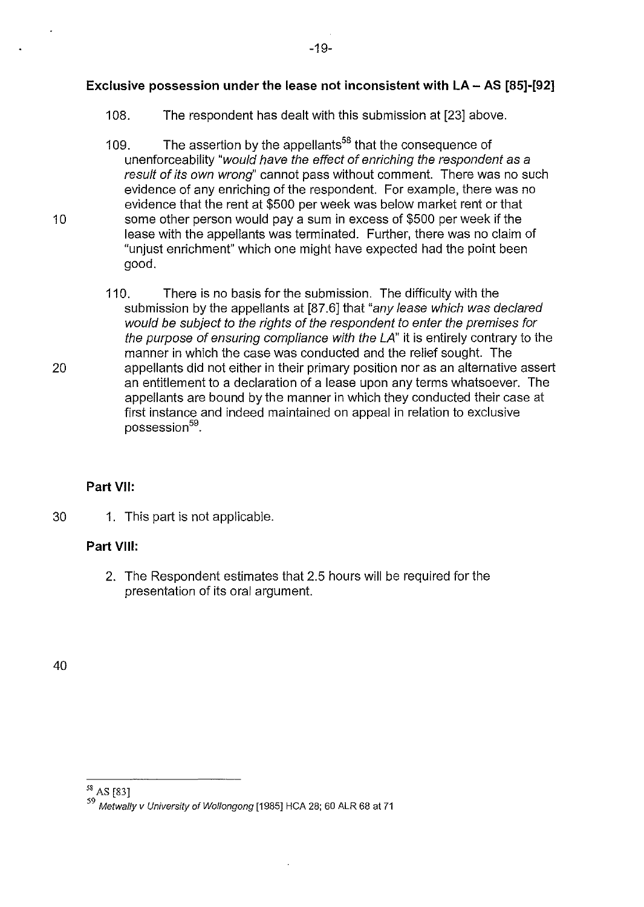### Exclusive possession under the lease not inconsistent with LA – AS [85]-[92]

108. The respondent has dealt with this submission at [23] above.

109. The assertion by the appellants[58] that the consequence of unenforceability "*would have the effect of enriching the respondent as a result of its own wrong*" cannot pass without comment. There was no such evidence of any enriching of the respondent. For example, there was no evidence that the rent at $500 per week was below market rent or that some other person would pay a sum in excess of $500 per week if the lease with the appellants was terminated. Further, there was no claim of "unjust enrichment" which one might have expected had the point been good.

110. There is no basis for the submission. The difficulty with the submission by the appellants at [87.6] that "*any lease which was declared would be subject to the rights of the respondent to enter the premises for the purpose of ensuring compliance with the LA*" it is entirely contrary to the manner in which the case was conducted and the relief sought. The appellants did not either in their primary position nor as an alternative assert an entitlement to a declaration of a lease upon any terms whatsoever. The appellants are bound by the manner in which they conducted their case at first instance and indeed maintained on appeal in relation to exclusive possession[59].

**Part VII:**

1. This part is not applicable.

**Part VIII:**

2. The Respondent estimates that 2.5 hours will be required for the presentation of its oral argument.

---

[58] AS [83]

[59] *Metwally v University of Wollongong* [1985] HCA 28; 60 ALR 68 at 71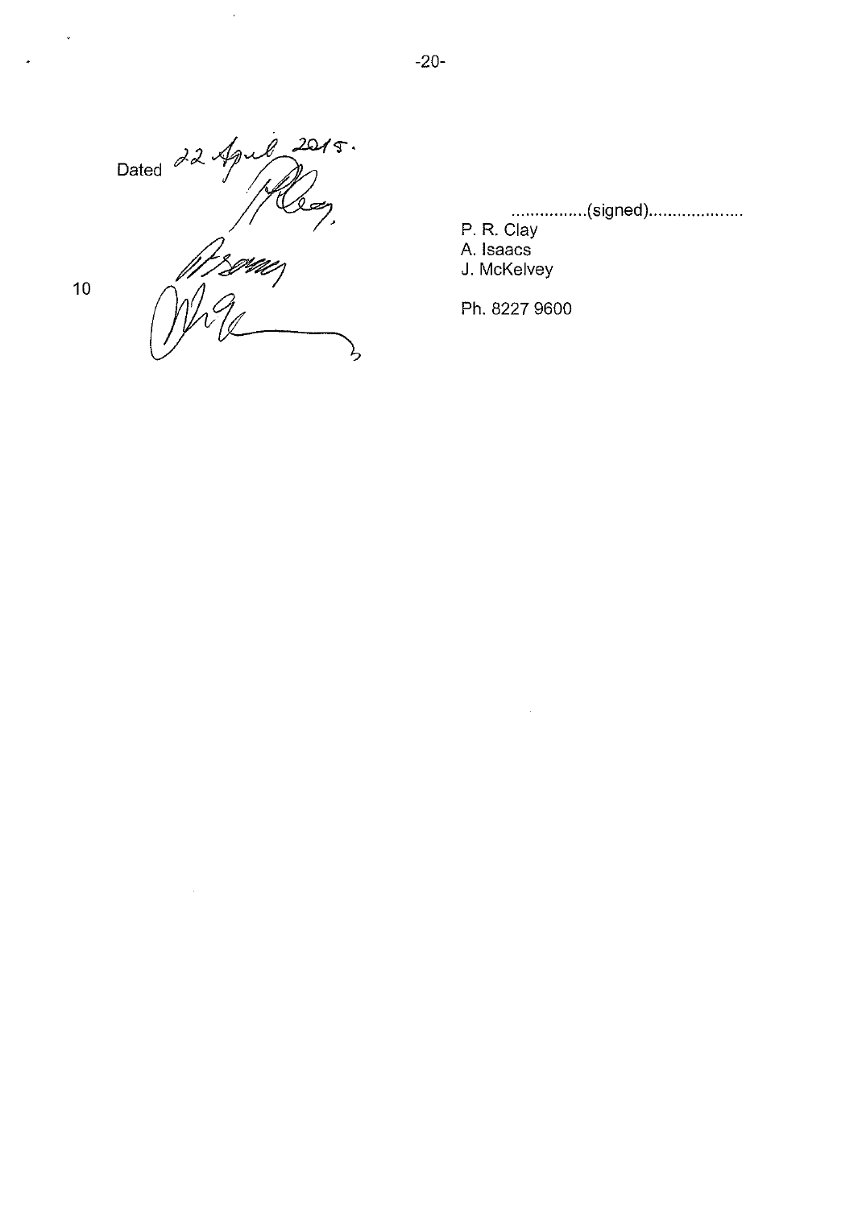Dated 22 April 2015.

................(signed)....................

P. R. Clay
A. Isaacs
J. McKelvey

Ph. 8227 9600